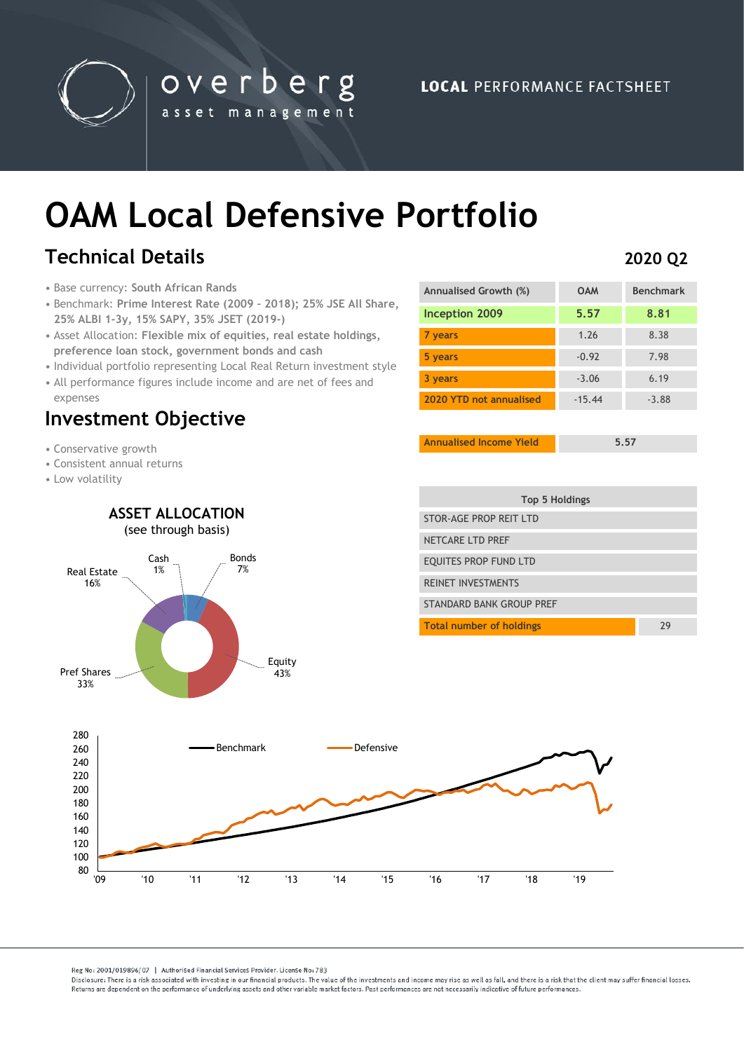overberg asset management

**LOCAL** PERFORMANCE FACTSHEET

# OAM Local Defensive Portfolio

## Technical Details

**2020 Q2**

- Base currency: **South African Rands**
- Benchmark: **Prime Interest Rate (2009 – 2018); 25% JSE All Share, 25% ALBI 1-3y, 15% SAPY, 35% JSET (2019-)**
- Asset Allocation: **Flexible mix of equities, real estate holdings, preference loan stock, government bonds and cash**
- Individual portfolio representing Local Real Return investment style
- All performance figures include income and are net of fees and expenses

## Investment Objective

- Conservative growth
- Consistent annual returns
- Low volatility

| Annualised Growth (%) | OAM | Benchmark |
|---|---|---|
| **Inception 2009** | **5.57** | **8.81** |
| **7 years** | 1.26 | 8.38 |
| **5 years** | -0.92 | 7.98 |
| **3 years** | -3.06 | 6.19 |
| **2020 YTD not annualised** | -15.44 | -3.88 |

| Annualised Income Yield | 5.57 |
|---|---|

| Top 5 Holdings | |
|---|---|
| STOR-AGE PROP REIT LTD | |
| NETCARE LTD PREF | |
| EQUITES PROP FUND LTD | |
| REINET INVESTMENTS | |
| STANDARD BANK GROUP PREF | |
| **Total number of holdings** | 29 |

### ASSET ALLOCATION
(see through basis)

- Equity 43%
- Pref Shares 33%
- Real Estate 16%
- Bonds 7%
- Cash 1%

Reg No: 2001/019896/07 | Authorised Financial Services Provider. License No: 783

Disclosure: There is a risk associated with investing in our financial products. The value of the investments and income may rise as well as fall, and there is a risk that the client may suffer financial losses. Returns are dependent on the performance of underlying assets and other variable market factors. Past performances are not necessarily indicative of future performances.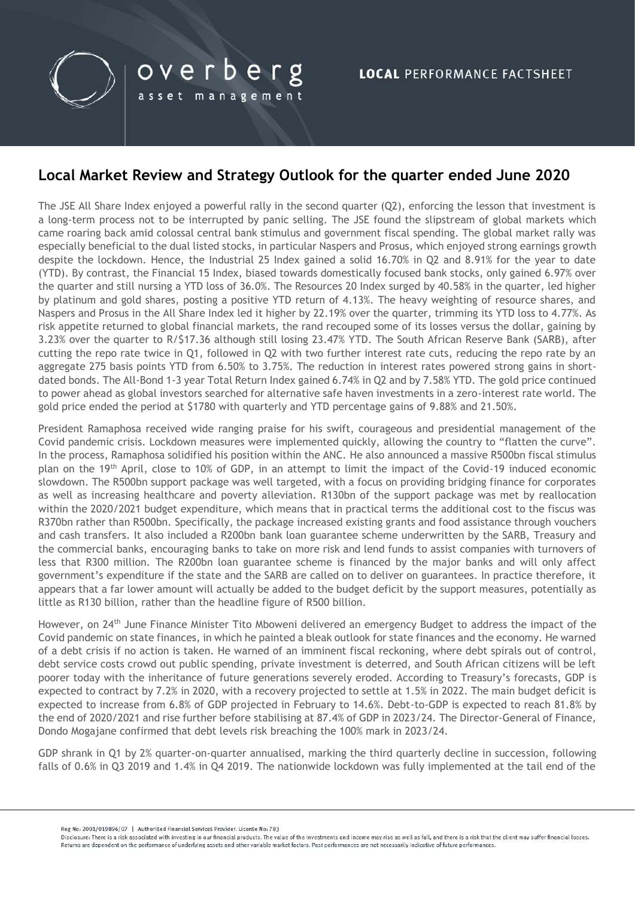## Local Market Review and Strategy Outlook for the quarter ended June 2020

The JSE All Share Index enjoyed a powerful rally in the second quarter (Q2), enforcing the lesson that investment is a long-term process not to be interrupted by panic selling. The JSE found the slipstream of global markets which came roaring back amid colossal central bank stimulus and government fiscal spending. The global market rally was especially beneficial to the dual listed stocks, in particular Naspers and Prosus, which enjoyed strong earnings growth despite the lockdown. Hence, the Industrial 25 Index gained a solid 16.70% in Q2 and 8.91% for the year to date (YTD). By contrast, the Financial 15 Index, biased towards domestically focused bank stocks, only gained 6.97% over the quarter and still nursing a YTD loss of 36.0%. The Resources 20 Index surged by 40.58% in the quarter, led higher by platinum and gold shares, posting a positive YTD return of 4.13%. The heavy weighting of resource shares, and Naspers and Prosus in the All Share Index led it higher by 22.19% over the quarter, trimming its YTD loss to 4.77%. As risk appetite returned to global financial markets, the rand recouped some of its losses versus the dollar, gaining by 3.23% over the quarter to R/$17.36 although still losing 23.47% YTD. The South African Reserve Bank (SARB), after cutting the repo rate twice in Q1, followed in Q2 with two further interest rate cuts, reducing the repo rate by an aggregate 275 basis points YTD from 6.50% to 3.75%. The reduction in interest rates powered strong gains in short-dated bonds. The All-Bond 1-3 year Total Return Index gained 6.74% in Q2 and by 7.58% YTD. The gold price continued to power ahead as global investors searched for alternative safe haven investments in a zero-interest rate world. The gold price ended the period at $1780 with quarterly and YTD percentage gains of 9.88% and 21.50%.

President Ramaphosa received wide ranging praise for his swift, courageous and presidential management of the Covid pandemic crisis. Lockdown measures were implemented quickly, allowing the country to "flatten the curve". In the process, Ramaphosa solidified his position within the ANC. He also announced a massive R500bn fiscal stimulus plan on the 19th April, close to 10% of GDP, in an attempt to limit the impact of the Covid-19 induced economic slowdown. The R500bn support package was well targeted, with a focus on providing bridging finance for corporates as well as increasing healthcare and poverty alleviation. R130bn of the support package was met by reallocation within the 2020/2021 budget expenditure, which means that in practical terms the additional cost to the fiscus was R370bn rather than R500bn. Specifically, the package increased existing grants and food assistance through vouchers and cash transfers. It also included a R200bn bank loan guarantee scheme underwritten by the SARB, Treasury and the commercial banks, encouraging banks to take on more risk and lend funds to assist companies with turnovers of less that R300 million. The R200bn loan guarantee scheme is financed by the major banks and will only affect government's expenditure if the state and the SARB are called on to deliver on guarantees. In practice therefore, it appears that a far lower amount will actually be added to the budget deficit by the support measures, potentially as little as R130 billion, rather than the headline figure of R500 billion.

However, on 24th June Finance Minister Tito Mboweni delivered an emergency Budget to address the impact of the Covid pandemic on state finances, in which he painted a bleak outlook for state finances and the economy. He warned of a debt crisis if no action is taken. He warned of an imminent fiscal reckoning, where debt spirals out of control, debt service costs crowd out public spending, private investment is deterred, and South African citizens will be left poorer today with the inheritance of future generations severely eroded. According to Treasury's forecasts, GDP is expected to contract by 7.2% in 2020, with a recovery projected to settle at 1.5% in 2022. The main budget deficit is expected to increase from 6.8% of GDP projected in February to 14.6%. Debt-to-GDP is expected to reach 81.8% by the end of 2020/2021 and rise further before stabilising at 87.4% of GDP in 2023/24. The Director-General of Finance, Dondo Mogajane confirmed that debt levels risk breaching the 100% mark in 2023/24.

GDP shrank in Q1 by 2% quarter-on-quarter annualised, marking the third quarterly decline in succession, following falls of 0.6% in Q3 2019 and 1.4% in Q4 2019. The nationwide lockdown was fully implemented at the tail end of the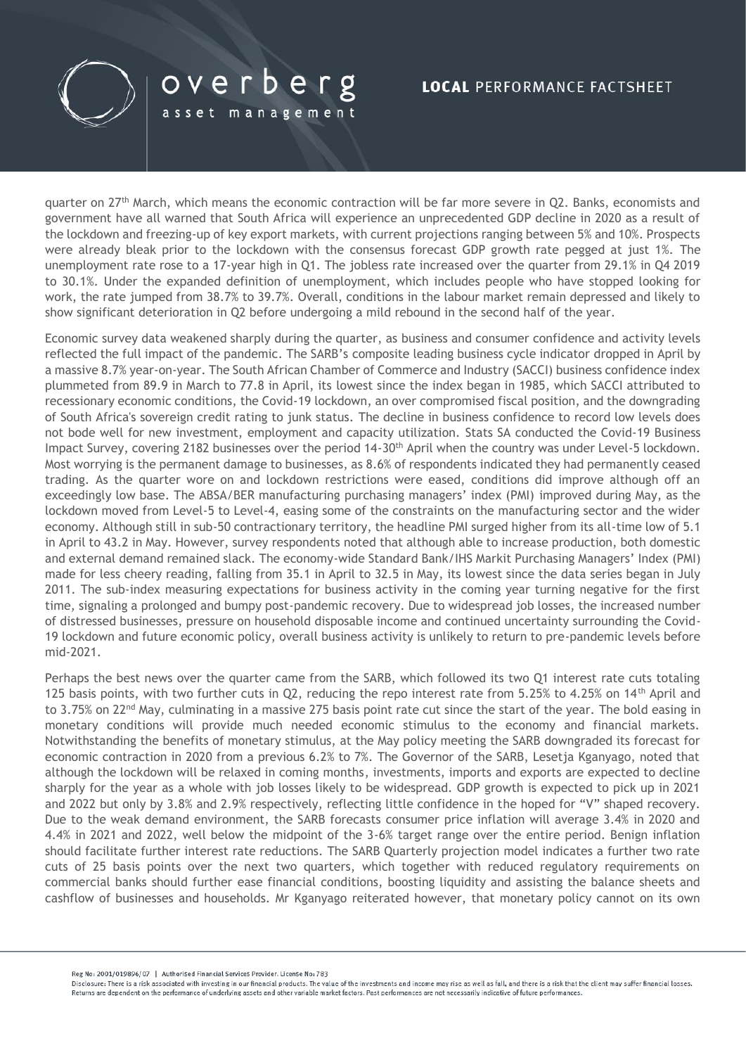quarter on 27th March, which means the economic contraction will be far more severe in Q2. Banks, economists and government have all warned that South Africa will experience an unprecedented GDP decline in 2020 as a result of the lockdown and freezing-up of key export markets, with current projections ranging between 5% and 10%. Prospects were already bleak prior to the lockdown with the consensus forecast GDP growth rate pegged at just 1%. The unemployment rate rose to a 17-year high in Q1. The jobless rate increased over the quarter from 29.1% in Q4 2019 to 30.1%. Under the expanded definition of unemployment, which includes people who have stopped looking for work, the rate jumped from 38.7% to 39.7%. Overall, conditions in the labour market remain depressed and likely to show significant deterioration in Q2 before undergoing a mild rebound in the second half of the year.

Economic survey data weakened sharply during the quarter, as business and consumer confidence and activity levels reflected the full impact of the pandemic. The SARB's composite leading business cycle indicator dropped in April by a massive 8.7% year-on-year. The South African Chamber of Commerce and Industry (SACCI) business confidence index plummeted from 89.9 in March to 77.8 in April, its lowest since the index began in 1985, which SACCI attributed to recessionary economic conditions, the Covid-19 lockdown, an over compromised fiscal position, and the downgrading of South Africa's sovereign credit rating to junk status. The decline in business confidence to record low levels does not bode well for new investment, employment and capacity utilization. Stats SA conducted the Covid-19 Business Impact Survey, covering 2182 businesses over the period 14-30th April when the country was under Level-5 lockdown. Most worrying is the permanent damage to businesses, as 8.6% of respondents indicated they had permanently ceased trading. As the quarter wore on and lockdown restrictions were eased, conditions did improve although off an exceedingly low base. The ABSA/BER manufacturing purchasing managers' index (PMI) improved during May, as the lockdown moved from Level-5 to Level-4, easing some of the constraints on the manufacturing sector and the wider economy. Although still in sub-50 contractionary territory, the headline PMI surged higher from its all-time low of 5.1 in April to 43.2 in May. However, survey respondents noted that although able to increase production, both domestic and external demand remained slack. The economy-wide Standard Bank/IHS Markit Purchasing Managers' Index (PMI) made for less cheery reading, falling from 35.1 in April to 32.5 in May, its lowest since the data series began in July 2011. The sub-index measuring expectations for business activity in the coming year turning negative for the first time, signaling a prolonged and bumpy post-pandemic recovery. Due to widespread job losses, the increased number of distressed businesses, pressure on household disposable income and continued uncertainty surrounding the Covid-19 lockdown and future economic policy, overall business activity is unlikely to return to pre-pandemic levels before mid-2021.

Perhaps the best news over the quarter came from the SARB, which followed its two Q1 interest rate cuts totaling 125 basis points, with two further cuts in Q2, reducing the repo interest rate from 5.25% to 4.25% on 14th April and to 3.75% on 22nd May, culminating in a massive 275 basis point rate cut since the start of the year. The bold easing in monetary conditions will provide much needed economic stimulus to the economy and financial markets. Notwithstanding the benefits of monetary stimulus, at the May policy meeting the SARB downgraded its forecast for economic contraction in 2020 from a previous 6.2% to 7%. The Governor of the SARB, Lesetja Kganyago, noted that although the lockdown will be relaxed in coming months, investments, imports and exports are expected to decline sharply for the year as a whole with job losses likely to be widespread. GDP growth is expected to pick up in 2021 and 2022 but only by 3.8% and 2.9% respectively, reflecting little confidence in the hoped for "V" shaped recovery. Due to the weak demand environment, the SARB forecasts consumer price inflation will average 3.4% in 2020 and 4.4% in 2021 and 2022, well below the midpoint of the 3-6% target range over the entire period. Benign inflation should facilitate further interest rate reductions. The SARB Quarterly projection model indicates a further two rate cuts of 25 basis points over the next two quarters, which together with reduced regulatory requirements on commercial banks should further ease financial conditions, boosting liquidity and assisting the balance sheets and cashflow of businesses and households. Mr Kganyago reiterated however, that monetary policy cannot on its own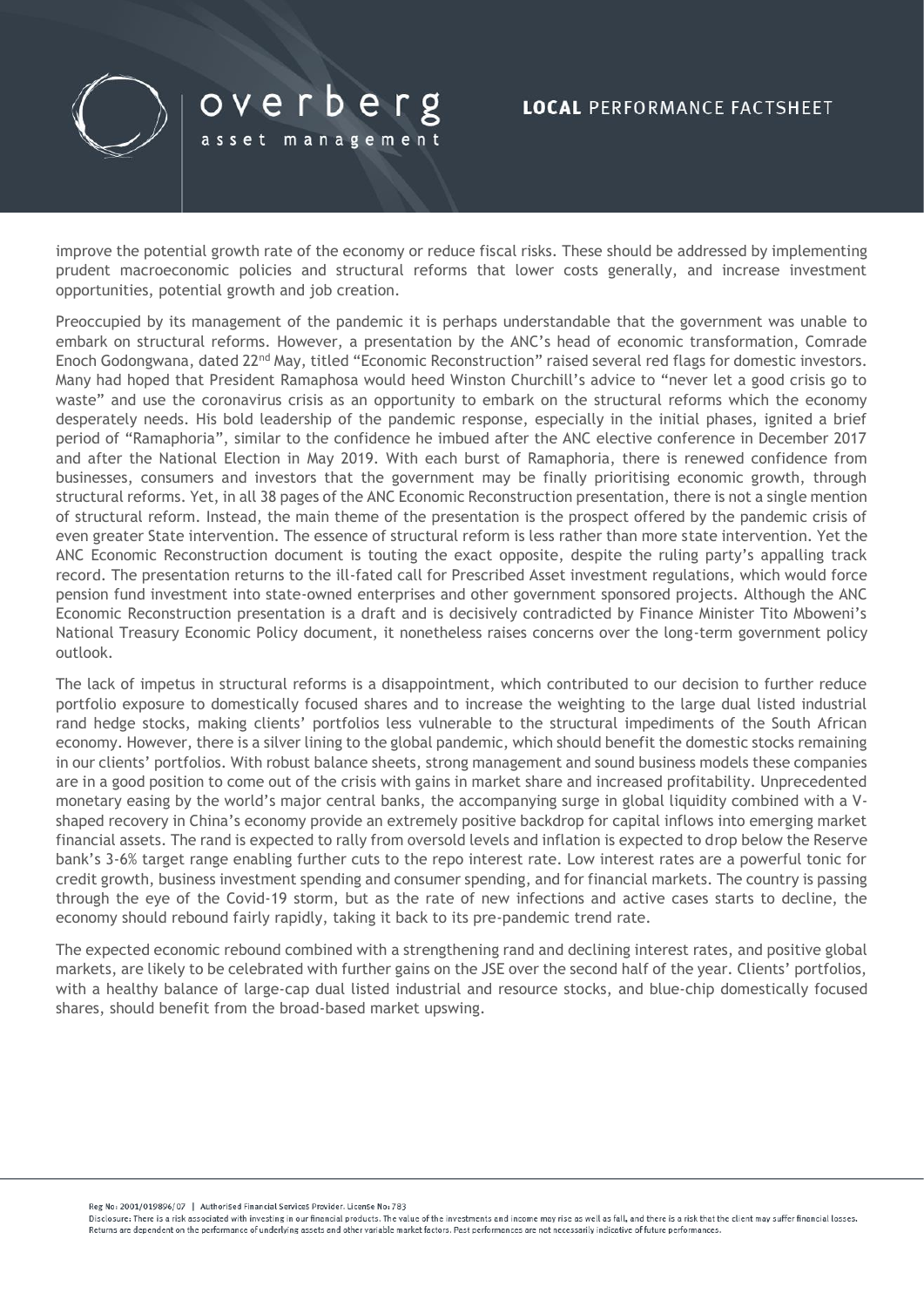improve the potential growth rate of the economy or reduce fiscal risks. These should be addressed by implementing prudent macroeconomic policies and structural reforms that lower costs generally, and increase investment opportunities, potential growth and job creation.

Preoccupied by its management of the pandemic it is perhaps understandable that the government was unable to embark on structural reforms. However, a presentation by the ANC's head of economic transformation, Comrade Enoch Godongwana, dated 22nd May, titled "Economic Reconstruction" raised several red flags for domestic investors. Many had hoped that President Ramaphosa would heed Winston Churchill's advice to "never let a good crisis go to waste" and use the coronavirus crisis as an opportunity to embark on the structural reforms which the economy desperately needs. His bold leadership of the pandemic response, especially in the initial phases, ignited a brief period of "Ramaphoria", similar to the confidence he imbued after the ANC elective conference in December 2017 and after the National Election in May 2019. With each burst of Ramaphoria, there is renewed confidence from businesses, consumers and investors that the government may be finally prioritising economic growth, through structural reforms. Yet, in all 38 pages of the ANC Economic Reconstruction presentation, there is not a single mention of structural reform. Instead, the main theme of the presentation is the prospect offered by the pandemic crisis of even greater State intervention. The essence of structural reform is less rather than more state intervention. Yet the ANC Economic Reconstruction document is touting the exact opposite, despite the ruling party's appalling track record. The presentation returns to the ill-fated call for Prescribed Asset investment regulations, which would force pension fund investment into state-owned enterprises and other government sponsored projects. Although the ANC Economic Reconstruction presentation is a draft and is decisively contradicted by Finance Minister Tito Mboweni's National Treasury Economic Policy document, it nonetheless raises concerns over the long-term government policy outlook.

The lack of impetus in structural reforms is a disappointment, which contributed to our decision to further reduce portfolio exposure to domestically focused shares and to increase the weighting to the large dual listed industrial rand hedge stocks, making clients' portfolios less vulnerable to the structural impediments of the South African economy. However, there is a silver lining to the global pandemic, which should benefit the domestic stocks remaining in our clients' portfolios. With robust balance sheets, strong management and sound business models these companies are in a good position to come out of the crisis with gains in market share and increased profitability. Unprecedented monetary easing by the world's major central banks, the accompanying surge in global liquidity combined with a V-shaped recovery in China's economy provide an extremely positive backdrop for capital inflows into emerging market financial assets. The rand is expected to rally from oversold levels and inflation is expected to drop below the Reserve bank's 3-6% target range enabling further cuts to the repo interest rate. Low interest rates are a powerful tonic for credit growth, business investment spending and consumer spending, and for financial markets. The country is passing through the eye of the Covid-19 storm, but as the rate of new infections and active cases starts to decline, the economy should rebound fairly rapidly, taking it back to its pre-pandemic trend rate.

The expected economic rebound combined with a strengthening rand and declining interest rates, and positive global markets, are likely to be celebrated with further gains on the JSE over the second half of the year. Clients' portfolios, with a healthy balance of large-cap dual listed industrial and resource stocks, and blue-chip domestically focused shares, should benefit from the broad-based market upswing.